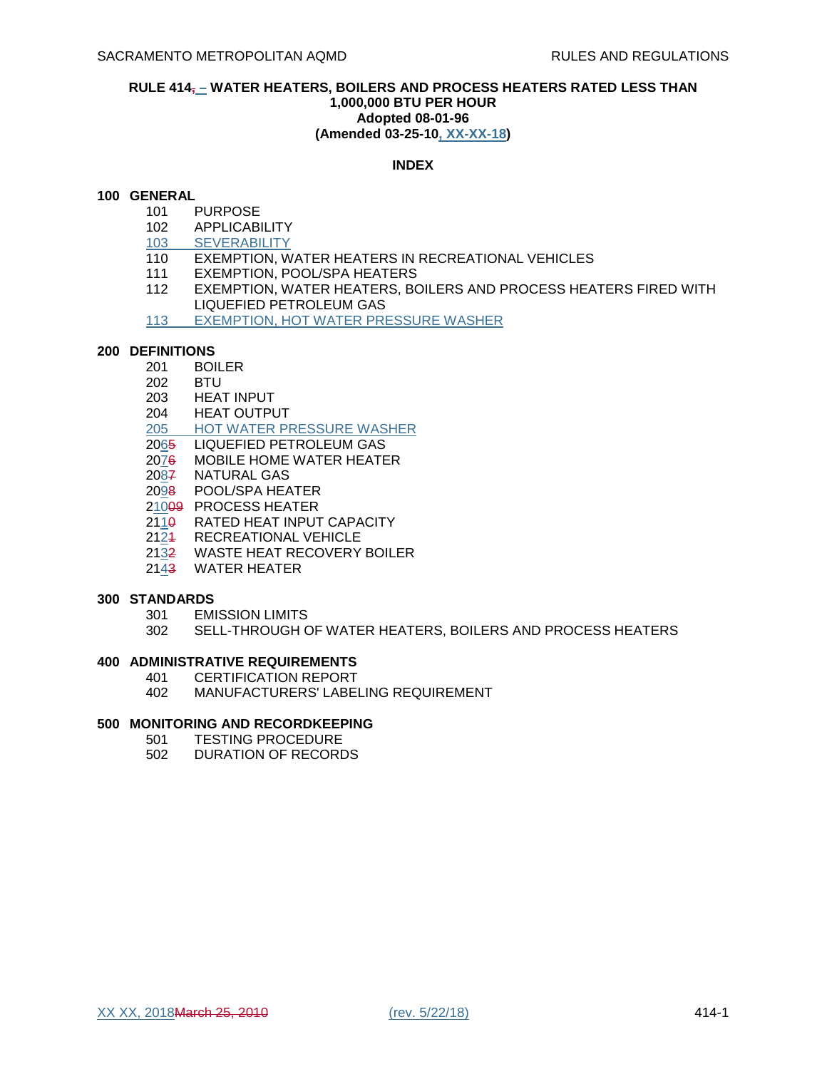**RULE 414~~,~~ – WATER HEATERS, BOILERS AND PROCESS HEATERS RATED LESS THAN 1,000,000 BTU PER HOUR**
**Adopted 08-01-96**
**(Amended 03-25-10, XX-XX-18)**

## INDEX

**100 GENERAL**

- 101 PURPOSE
- 102 APPLICABILITY
- 103 SEVERABILITY
- 110 EXEMPTION, WATER HEATERS IN RECREATIONAL VEHICLES
- 111 EXEMPTION, POOL/SPA HEATERS
- 112 EXEMPTION, WATER HEATERS, BOILERS AND PROCESS HEATERS FIRED WITH LIQUEFIED PETROLEUM GAS
- 113 EXEMPTION, HOT WATER PRESSURE WASHER

**200 DEFINITIONS**

- 201 BOILER
- 202 BTU
- 203 HEAT INPUT
- 204 HEAT OUTPUT
- 205 HOT WATER PRESSURE WASHER
- 206~~5~~ LIQUEFIED PETROLEUM GAS
- 207~~6~~ MOBILE HOME WATER HEATER
- 208~~7~~ NATURAL GAS
- 209~~8~~ POOL/SPA HEATER
- 210~~09~~ PROCESS HEATER
- 211~~0~~ RATED HEAT INPUT CAPACITY
- 212~~1~~ RECREATIONAL VEHICLE
- 213~~2~~ WASTE HEAT RECOVERY BOILER
- 214~~3~~ WATER HEATER

**300 STANDARDS**

- 301 EMISSION LIMITS
- 302 SELL-THROUGH OF WATER HEATERS, BOILERS AND PROCESS HEATERS

**400 ADMINISTRATIVE REQUIREMENTS**

- 401 CERTIFICATION REPORT
- 402 MANUFACTURERS' LABELING REQUIREMENT

**500 MONITORING AND RECORDKEEPING**

- 501 TESTING PROCEDURE
- 502 DURATION OF RECORDS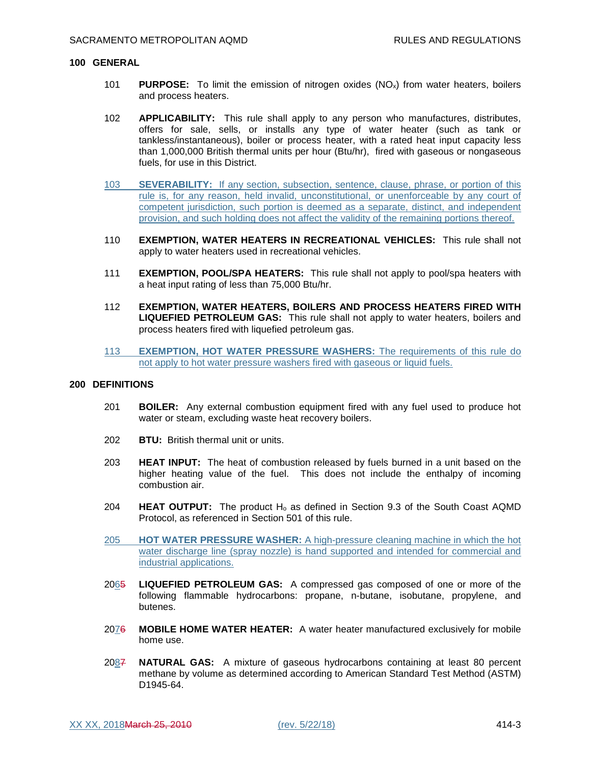## 100 GENERAL

101 **PURPOSE:** To limit the emission of nitrogen oxides ($NO_x$) from water heaters, boilers and process heaters.

102 **APPLICABILITY:** This rule shall apply to any person who manufactures, distributes, offers for sale, sells, or installs any type of water heater (such as tank or tankless/instantaneous), boiler or process heater, with a rated heat input capacity less than 1,000,000 British thermal units per hour (Btu/hr), fired with gaseous or nongaseous fuels, for use in this District.

103 **SEVERABILITY:** If any section, subsection, sentence, clause, phrase, or portion of this rule is, for any reason, held invalid, unconstitutional, or unenforceable by any court of competent jurisdiction, such portion is deemed as a separate, distinct, and independent provision, and such holding does not affect the validity of the remaining portions thereof.

110 **EXEMPTION, WATER HEATERS IN RECREATIONAL VEHICLES:** This rule shall not apply to water heaters used in recreational vehicles.

111 **EXEMPTION, POOL/SPA HEATERS:** This rule shall not apply to pool/spa heaters with a heat input rating of less than 75,000 Btu/hr.

112 **EXEMPTION, WATER HEATERS, BOILERS AND PROCESS HEATERS FIRED WITH LIQUEFIED PETROLEUM GAS:** This rule shall not apply to water heaters, boilers and process heaters fired with liquefied petroleum gas.

113 **EXEMPTION, HOT WATER PRESSURE WASHERS:** The requirements of this rule do not apply to hot water pressure washers fired with gaseous or liquid fuels.

## 200 DEFINITIONS

201 **BOILER:** Any external combustion equipment fired with any fuel used to produce hot water or steam, excluding waste heat recovery boilers.

202 **BTU:** British thermal unit or units.

203 **HEAT INPUT:** The heat of combustion released by fuels burned in a unit based on the higher heating value of the fuel. This does not include the enthalpy of incoming combustion air.

204 **HEAT OUTPUT:** The product $H_o$ as defined in Section 9.3 of the South Coast AQMD Protocol, as referenced in Section 501 of this rule.

205 **HOT WATER PRESSURE WASHER:** A high-pressure cleaning machine in which the hot water discharge line (spray nozzle) is hand supported and intended for commercial and industrial applications.

20~~5~~6 **LIQUEFIED PETROLEUM GAS:** A compressed gas composed of one or more of the following flammable hydrocarbons: propane, n-butane, isobutane, propylene, and butenes.

20~~6~~7 **MOBILE HOME WATER HEATER:** A water heater manufactured exclusively for mobile home use.

20~~7~~8 **NATURAL GAS:** A mixture of gaseous hydrocarbons containing at least 80 percent methane by volume as determined according to American Standard Test Method (ASTM) D1945-64.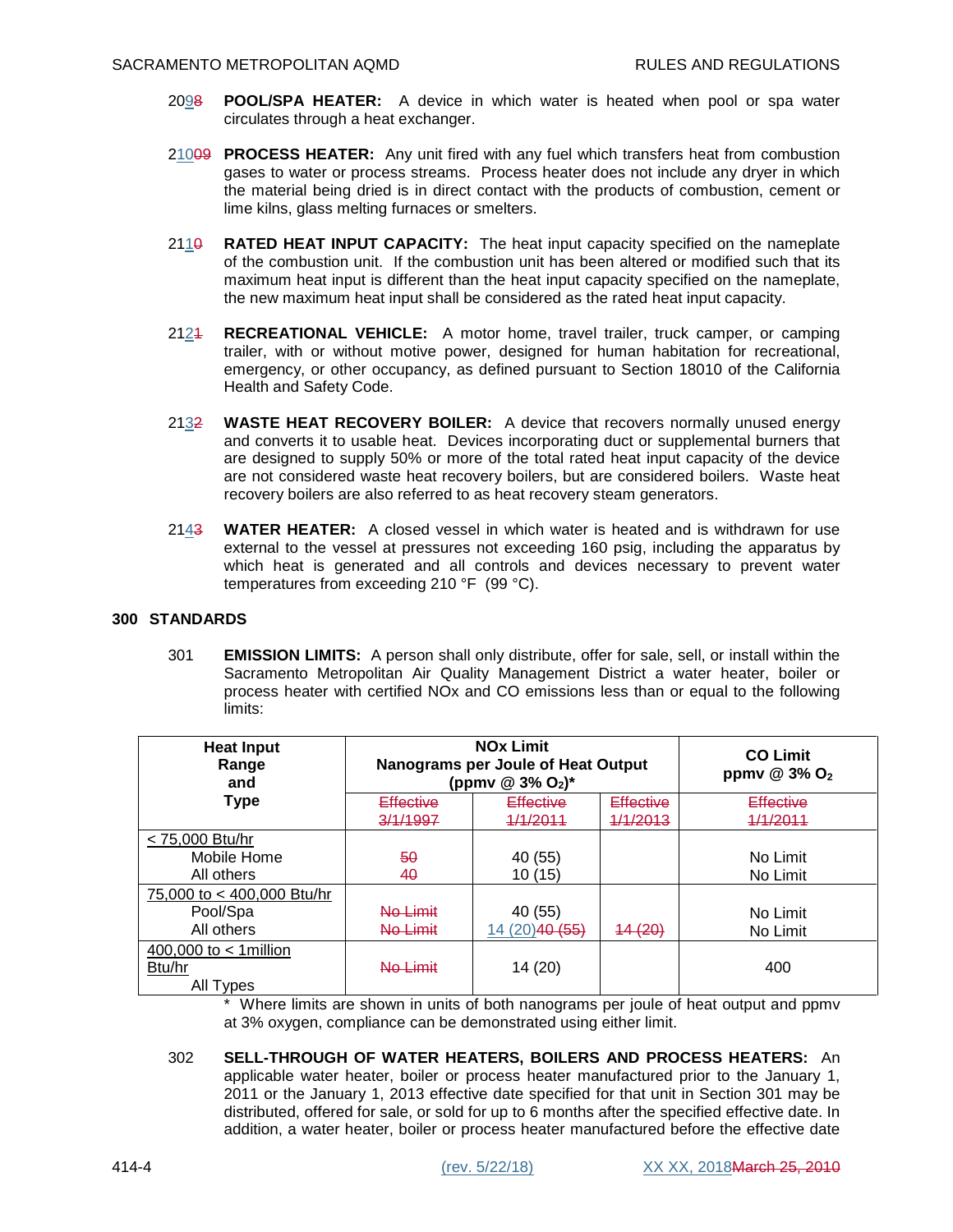209~~8~~ **POOL/SPA HEATER:** A device in which water is heated when pool or spa water circulates through a heat exchanger.

210~~09~~ **PROCESS HEATER:** Any unit fired with any fuel which transfers heat from combustion gases to water or process streams. Process heater does not include any dryer in which the material being dried is in direct contact with the products of combustion, cement or lime kilns, glass melting furnaces or smelters.

211~~0~~ **RATED HEAT INPUT CAPACITY:** The heat input capacity specified on the nameplate of the combustion unit. If the combustion unit has been altered or modified such that its maximum heat input is different than the heat input capacity specified on the nameplate, the new maximum heat input shall be considered as the rated heat input capacity.

212~~1~~ **RECREATIONAL VEHICLE:** A motor home, travel trailer, truck camper, or camping trailer, with or without motive power, designed for human habitation for recreational, emergency, or other occupancy, as defined pursuant to Section 18010 of the California Health and Safety Code.

213~~2~~ **WASTE HEAT RECOVERY BOILER:** A device that recovers normally unused energy and converts it to usable heat. Devices incorporating duct or supplemental burners that are designed to supply 50% or more of the total rated heat input capacity of the device are not considered waste heat recovery boilers, but are considered boilers. Waste heat recovery boilers are also referred to as heat recovery steam generators.

214~~3~~ **WATER HEATER:** A closed vessel in which water is heated and is withdrawn for use external to the vessel at pressures not exceeding 160 psig, including the apparatus by which heat is generated and all controls and devices necessary to prevent water temperatures from exceeding 210 °F (99 °C).

## 300 STANDARDS

301 **EMISSION LIMITS:** A person shall only distribute, offer for sale, sell, or install within the Sacramento Metropolitan Air Quality Management District a water heater, boiler or process heater with certified NOx and CO emissions less than or equal to the following limits:

| Heat Input Range and Type | NOx Limit Nanograms per Joule of Heat Output (ppmv @ 3% $O_2$)* | | | CO Limit ppmv @ 3% $O_2$ |
|---|---|---|---|---|
| | ~~Effective 3/1/1997~~ | ~~Effective 1/1/2011~~ | ~~Effective 1/1/2013~~ | ~~Effective 1/1/2011~~ |
| < 75,000 Btu/hr | | | | |
| Mobile Home | ~~50~~ | 40 (55) | | No Limit |
| All others | ~~40~~ | 10 (15) | | No Limit |
| 75,000 to < 400,000 Btu/hr | | | | |
| Pool/Spa | ~~No Limit~~ | 40 (55) | | No Limit |
| All others | ~~No Limit~~ | 14 (20)~~40 (55)~~ | ~~14 (20)~~ | No Limit |
| 400,000 to < 1million Btu/hr All Types | ~~No Limit~~ | 14 (20) | | 400 |

\* Where limits are shown in units of both nanograms per joule of heat output and ppmv at 3% oxygen, compliance can be demonstrated using either limit.

302 **SELL-THROUGH OF WATER HEATERS, BOILERS AND PROCESS HEATERS:** An applicable water heater, boiler or process heater manufactured prior to the January 1, 2011 or the January 1, 2013 effective date specified for that unit in Section 301 may be distributed, offered for sale, or sold for up to 6 months after the specified effective date. In addition, a water heater, boiler or process heater manufactured before the effective date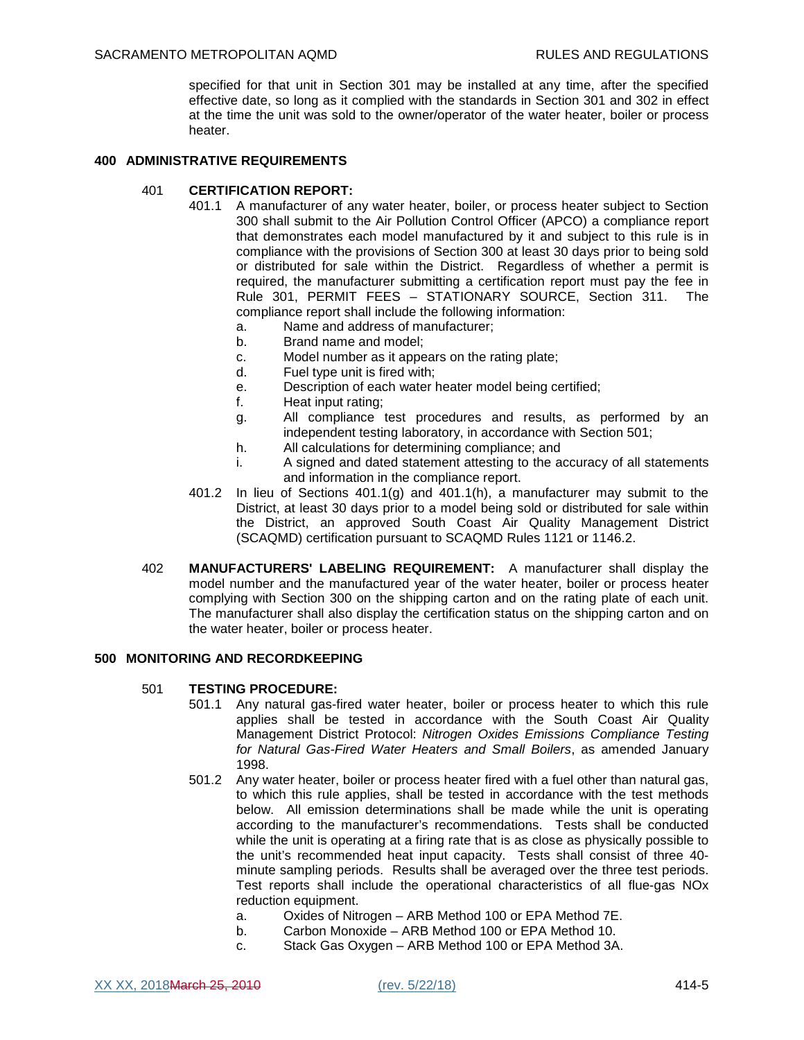specified for that unit in Section 301 may be installed at any time, after the specified effective date, so long as it complied with the standards in Section 301 and 302 in effect at the time the unit was sold to the owner/operator of the water heater, boiler or process heater.

## 400 ADMINISTRATIVE REQUIREMENTS

401 **CERTIFICATION REPORT:**

401.1 A manufacturer of any water heater, boiler, or process heater subject to Section 300 shall submit to the Air Pollution Control Officer (APCO) a compliance report that demonstrates each model manufactured by it and subject to this rule is in compliance with the provisions of Section 300 at least 30 days prior to being sold or distributed for sale within the District. Regardless of whether a permit is required, the manufacturer submitting a certification report must pay the fee in Rule 301, PERMIT FEES – STATIONARY SOURCE, Section 311. The compliance report shall include the following information:

- a. Name and address of manufacturer;
- b. Brand name and model;
- c. Model number as it appears on the rating plate;
- d. Fuel type unit is fired with;
- e. Description of each water heater model being certified;
- f. Heat input rating;
- g. All compliance test procedures and results, as performed by an independent testing laboratory, in accordance with Section 501;
- h. All calculations for determining compliance; and
- i. A signed and dated statement attesting to the accuracy of all statements and information in the compliance report.

401.2 In lieu of Sections 401.1(g) and 401.1(h), a manufacturer may submit to the District, at least 30 days prior to a model being sold or distributed for sale within the District, an approved South Coast Air Quality Management District (SCAQMD) certification pursuant to SCAQMD Rules 1121 or 1146.2.

402 **MANUFACTURERS' LABELING REQUIREMENT:** A manufacturer shall display the model number and the manufactured year of the water heater, boiler or process heater complying with Section 300 on the shipping carton and on the rating plate of each unit. The manufacturer shall also display the certification status on the shipping carton and on the water heater, boiler or process heater.

## 500 MONITORING AND RECORDKEEPING

501 **TESTING PROCEDURE:**

501.1 Any natural gas-fired water heater, boiler or process heater to which this rule applies shall be tested in accordance with the South Coast Air Quality Management District Protocol: *Nitrogen Oxides Emissions Compliance Testing for Natural Gas-Fired Water Heaters and Small Boilers*, as amended January 1998.

501.2 Any water heater, boiler or process heater fired with a fuel other than natural gas, to which this rule applies, shall be tested in accordance with the test methods below. All emission determinations shall be made while the unit is operating according to the manufacturer's recommendations. Tests shall be conducted while the unit is operating at a firing rate that is as close as physically possible to the unit's recommended heat input capacity. Tests shall consist of three 40-minute sampling periods. Results shall be averaged over the three test periods. Test reports shall include the operational characteristics of all flue-gas NOx reduction equipment.

- a. Oxides of Nitrogen – ARB Method 100 or EPA Method 7E.
- b. Carbon Monoxide – ARB Method 100 or EPA Method 10.
- c. Stack Gas Oxygen – ARB Method 100 or EPA Method 3A.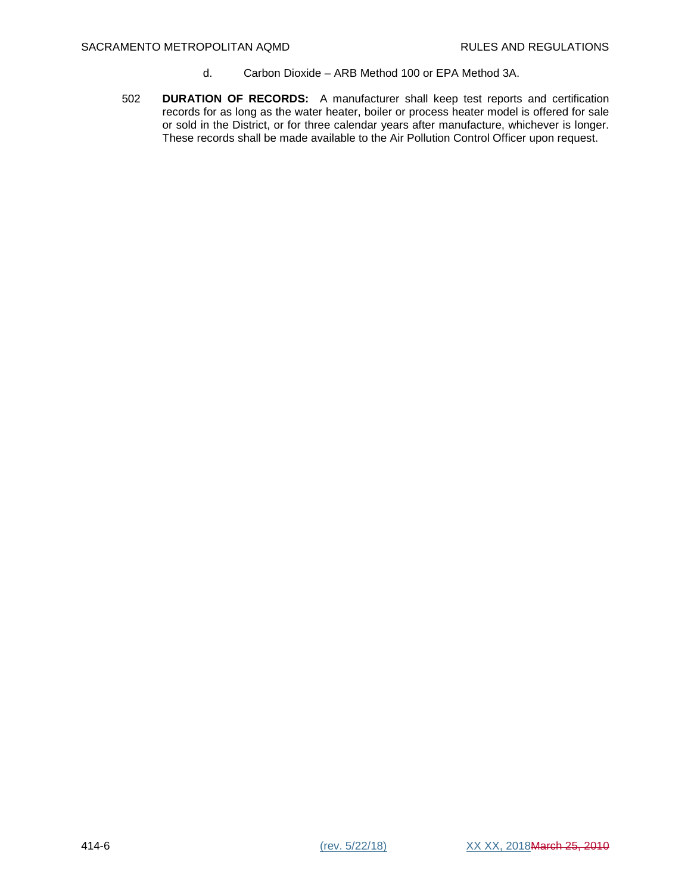d. Carbon Dioxide – ARB Method 100 or EPA Method 3A.

502 **DURATION OF RECORDS:** A manufacturer shall keep test reports and certification records for as long as the water heater, boiler or process heater model is offered for sale or sold in the District, or for three calendar years after manufacture, whichever is longer. These records shall be made available to the Air Pollution Control Officer upon request.